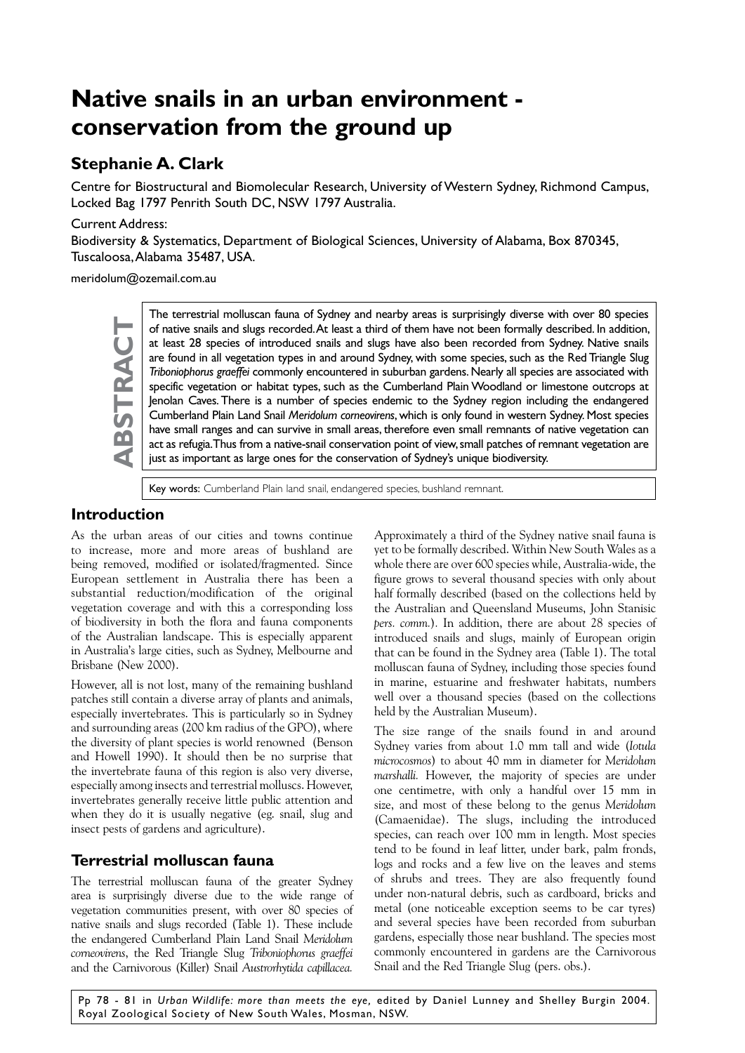# Native snails in an urban environment - conservation from the ground up

## Stephanie A. Clark

Centre for Biostructural and Biomolecular Research, University of Western Sydney, Richmond Campus, Locked Bag 1797 Penrith South DC, NSW 1797 Australia.

Current Address:

Biodiversity & Systematics, Department of Biological Sciences, University of Alabama, Box 870345, Tuscaloosa, Alabama 35487, USA.

meridolum@ozemail.com.au

**ABSTRACT**

The terrestrial molluscan fauna of Sydney and nearby areas is surprisingly diverse with over 80 species of native snails and slugs recorded. At least a third of them have not been formally described. In addition, at least 28 species of introduced snails and slugs have also been recorded from Sydney. Native snails are found in all vegetation types in and around Sydney, with some species, such as the Red Triangle Slug *Triboniophorus graeffei* commonly encountered in suburban gardens. Nearly all species are associated with specific vegetation or habitat types, such as the Cumberland Plain Woodland or limestone outcrops at Jenolan Caves. There is a number of species endemic to the Sydney region including the endangered Cumberland Plain Land Snail *Meridolum corneovirens*, which is only found in western Sydney. Most species have small ranges and can survive in small areas, therefore even small remnants of native vegetation can act as refugia. Thus from a native-snail conservation point of view, small patches of remnant vegetation are just as important as large ones for the conservation of Sydney's unique biodiversity.

Key words: Cumberland Plain land snail, endangered species, bushland remnant.

## Introduction

As the urban areas of our cities and towns continue to increase, more and more areas of bushland are being removed, modified or isolated/fragmented. Since European settlement in Australia there has been a substantial reduction/modification of the original vegetation coverage and with this a corresponding loss of biodiversity in both the flora and fauna components of the Australian landscape. This is especially apparent in Australia's large cities, such as Sydney, Melbourne and Brisbane (New 2000).

However, all is not lost, many of the remaining bushland patches still contain a diverse array of plants and animals, especially invertebrates. This is particularly so in Sydney and surrounding areas (200 km radius of the GPO), where the diversity of plant species is world renowned (Benson and Howell 1990). It should then be no surprise that the invertebrate fauna of this region is also very diverse, especially among insects and terrestrial molluscs. However, invertebrates generally receive little public attention and when they do it is usually negative (eg. snail, slug and insect pests of gardens and agriculture).

## Terrestrial molluscan fauna

The terrestrial molluscan fauna of the greater Sydney area is surprisingly diverse due to the wide range of vegetation communities present, with over 80 species of native snails and slugs recorded (Table 1). These include the endangered Cumberland Plain Land Snail *Meridolum corneovirens*, the Red Triangle Slug *Triboniophorus graeffei* and the Carnivorous (Killer) Snail *Austrorhytida capillacea.*

Approximately a third of the Sydney native snail fauna is yet to be formally described. Within New South Wales as a whole there are over 600 species while, Australia-wide, the figure grows to several thousand species with only about half formally described (based on the collections held by the Australian and Queensland Museums, John Stanisic *pers. comm.*). In addition, there are about 28 species of introduced snails and slugs, mainly of European origin that can be found in the Sydney area (Table 1). The total molluscan fauna of Sydney, including those species found in marine, estuarine and freshwater habitats, numbers well over a thousand species (based on the collections held by the Australian Museum).

The size range of the snails found in and around Sydney varies from about 1.0 mm tall and wide (*Iotula microcosmos*) to about 40 mm in diameter for *Meridolum marshalli.* However, the majority of species are under one centimetre, with only a handful over 15 mm in size, and most of these belong to the genus *Meridolum* (Camaenidae). The slugs, including the introduced species, can reach over 100 mm in length. Most species tend to be found in leaf litter, under bark, palm fronds, logs and rocks and a few live on the leaves and stems of shrubs and trees. They are also frequently found under non-natural debris, such as cardboard, bricks and metal (one noticeable exception seems to be car tyres) and several species have been recorded from suburban gardens, especially those near bushland. The species most commonly encountered in gardens are the Carnivorous Snail and the Red Triangle Slug (pers. obs.).

Pp 78 - 81 in *Urban Wildlife: more than meets the eye,* edited by Daniel Lunney and Shelley Burgin 2004. Royal Zoological Society of New South Wales, Mosman, NSW.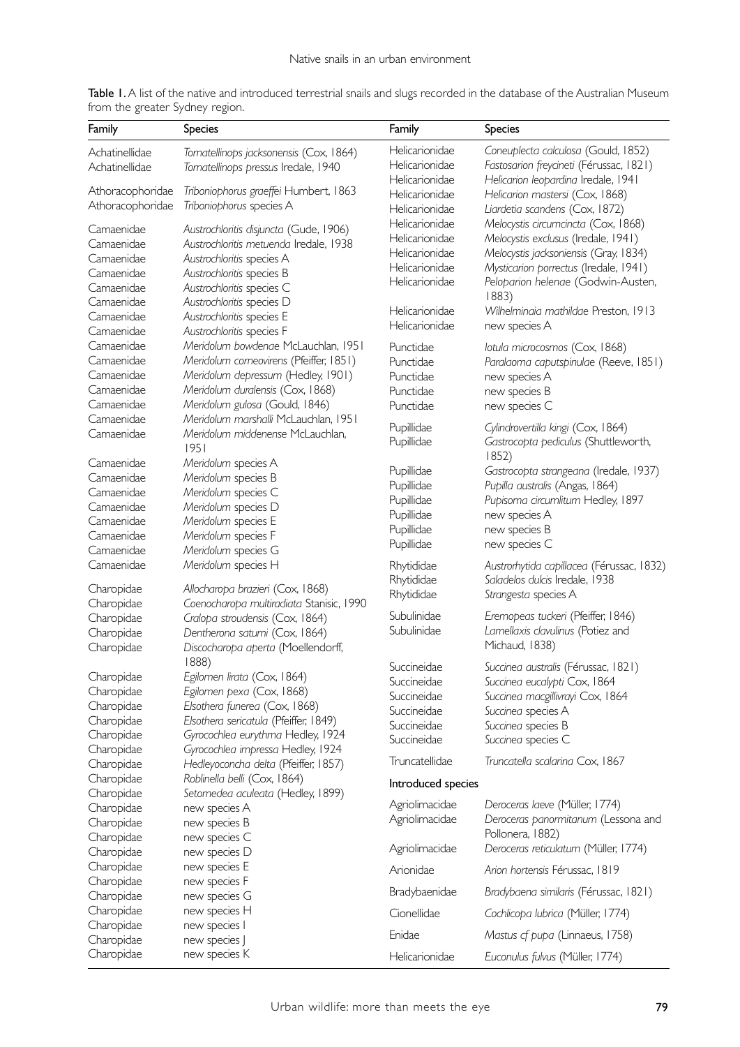**Table 1.** A list of the native and introduced terrestrial snails and slugs recorded in the database of the Australian Museum from the greater Sydney region.

| Family | Species |
|---|---|
| Achatinellidae | *Tornatellinops jacksonensis* (Cox, 1864) |
| Achatinellidae | *Tornatellinops pressus* Iredale, 1940 |
| Athoracophoridae | *Triboniophorus graeffei* Humbert, 1863 |
| Athoracophoridae | *Triboniophorus* species A |
| Camaenidae | *Austrochloritis disjuncta* (Gude, 1906) |
| Camaenidae | *Austrochloritis metuenda* Iredale, 1938 |
| Camaenidae | *Austrochloritis* species A |
| Camaenidae | *Austrochloritis* species B |
| Camaenidae | *Austrochloritis* species C |
| Camaenidae | *Austrochloritis* species D |
| Camaenidae | *Austrochloritis* species E |
| Camaenidae | *Austrochloritis* species F |
| Camaenidae | *Meridolum bowdenae* McLauchlan, 1951 |
| Camaenidae | *Meridolum corneovirens* (Pfeiffer, 1851) |
| Camaenidae | *Meridolum depressum* (Hedley, 1901) |
| Camaenidae | *Meridolum duralensis* (Cox, 1868) |
| Camaenidae | *Meridolum gulosa* (Gould, 1846) |
| Camaenidae | *Meridolum marshalli* McLauchlan, 1951 |
| Camaenidae | *Meridolum middenense* McLauchlan, 1951 |
| Camaenidae | *Meridolum* species A |
| Camaenidae | *Meridolum* species B |
| Camaenidae | *Meridolum* species C |
| Camaenidae | *Meridolum* species D |
| Camaenidae | *Meridolum* species E |
| Camaenidae | *Meridolum* species F |
| Camaenidae | *Meridolum* species G |
| Camaenidae | *Meridolum* species H |
| Charopidae | *Allocharopa brazieri* (Cox, 1868) |
| Charopidae | *Coenocharopa multiradiata* Stanisic, 1990 |
| Charopidae | *Cralopa stroudensis* (Cox, 1864) |
| Charopidae | *Dentherona saturni* (Cox, 1864) |
| Charopidae | *Discocharopa aperta* (Moellendorff, 1888) |
| Charopidae | *Egilomen lirata* (Cox, 1864) |
| Charopidae | *Egilomen pexa* (Cox, 1868) |
| Charopidae | *Elsothera funerea* (Cox, 1868) |
| Charopidae | *Elsothera sericatula* (Pfeiffer, 1849) |
| Charopidae | *Gyrocochlea eurythma* Hedley, 1924 |
| Charopidae | *Gyrocochlea impressa* Hedley, 1924 |
| Charopidae | *Hedleyoconcha delta* (Pfeiffer, 1857) |
| Charopidae | *Roblinella belli* (Cox, 1864) |
| Charopidae | *Setomedea aculeata* (Hedley, 1899) |
| Charopidae | new species A |
| Charopidae | new species B |
| Charopidae | new species C |
| Charopidae | new species D |
| Charopidae | new species E |
| Charopidae | new species F |
| Charopidae | new species G |
| Charopidae | new species H |
| Charopidae | new species I |
| Charopidae | new species J |
| Charopidae | new species K |
| Helicarionidae | *Coneuplecta calculosa* (Gould, 1852) |
| Helicarionidae | *Fastosarion freycineti* (Férussac, 1821) |
| Helicarionidae | *Helicarion leopardina* Iredale, 1941 |
| Helicarionidae | *Helicarion mastersi* (Cox, 1868) |
| Helicarionidae | *Liardetia scandens* (Cox, 1872) |
| Helicarionidae | *Melocystis circumcincta* (Cox, 1868) |
| Helicarionidae | *Melocystis exclusus* (Iredale, 1941) |
| Helicarionidae | *Melocystis jacksoniensis* (Gray, 1834) |
| Helicarionidae | *Mysticarion porrectus* (Iredale, 1941) |
| Helicarionidae | *Peloparion helenae* (Godwin-Austen, 1883) |
| Helicarionidae | *Wilhelminaia mathildae* Preston, 1913 |
| Helicarionidae | new species A |
| Punctidae | *Iotula microcosmos* (Cox, 1868) |
| Punctidae | *Paralaoma caputspinulae* (Reeve, 1851) |
| Punctidae | new species A |
| Punctidae | new species B |
| Punctidae | new species C |
| Pupillidae | *Cylindrovertilla kingi* (Cox, 1864) |
| Pupillidae | *Gastrocopta pediculus* (Shuttleworth, 1852) |
| Pupillidae | *Gastrocopta strangeana* (Iredale, 1937) |
| Pupillidae | *Pupilla australis* (Angas, 1864) |
| Pupillidae | *Pupisoma circumlitum* Hedley, 1897 |
| Pupillidae | new species A |
| Pupillidae | new species B |
| Pupillidae | new species C |
| Rhytididae | *Austrorhytida capillacea* (Férussac, 1832) |
| Rhytididae | *Saladelos dulcis* Iredale, 1938 |
| Rhytididae | *Strangesta* species A |
| Subulinidae | *Eremopeas tuckeri* (Pfeiffer, 1846) |
| Subulinidae | *Lamellaxis clavulinus* (Potiez and Michaud, 1838) |
| Succineidae | *Succinea australis* (Férussac, 1821) |
| Succineidae | *Succinea eucalypti* Cox, 1864 |
| Succineidae | *Succinea macgillivrayi* Cox, 1864 |
| Succineidae | *Succinea* species A |
| Succineidae | *Succinea* species B |
| Succineidae | *Succinea* species C |
| Truncatellidae | *Truncatella scalarina* Cox, 1867 |
| **Introduced species** | |
| Agriolimacidae | *Deroceras laeve* (Müller, 1774) |
| Agriolimacidae | *Deroceras panormitanum* (Lessona and Pollonera, 1882) |
| Agriolimacidae | *Deroceras reticulatum* (Müller, 1774) |
| Arionidae | *Arion hortensis* Férussac, 1819 |
| Bradybaenidae | *Bradybaena similaris* (Férussac, 1821) |
| Cionellidae | *Cochlicopa lubrica* (Müller, 1774) |
| Enidae | *Mastus cf pupa* (Linnaeus, 1758) |
| Helicarionidae | *Euconulus fulvus* (Müller, 1774) |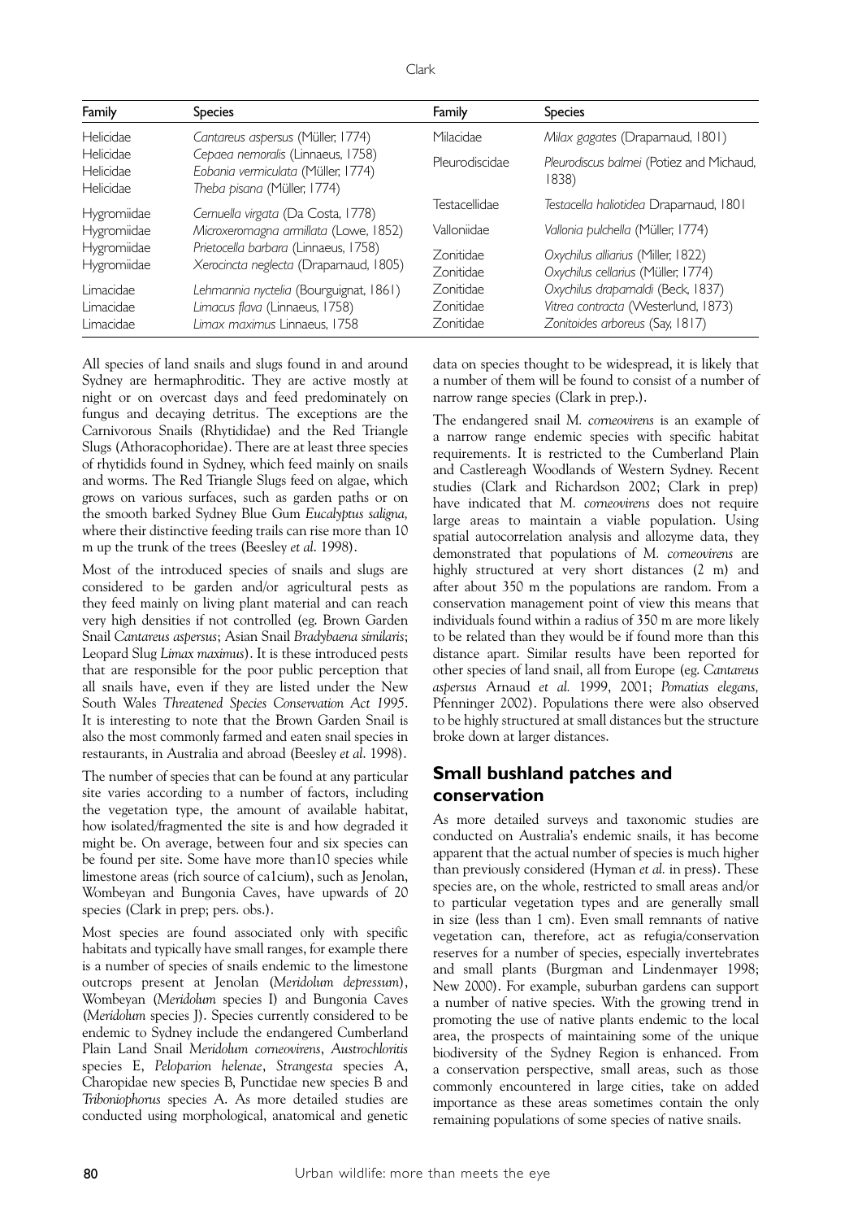| Family | Species | Family | Species |
|---|---|---|---|
| Helicidae | *Cantareus aspersus* (Müller, 1774) | Milacidae | *Milax gagates* (Draparnaud, 1801) |
| Helicidae | *Cepaea nemoralis* (Linnaeus, 1758) | Pleurodiscidae | *Pleurodiscus balmei* (Potiez and Michaud, 1838) |
| Helicidae | *Eobania vermiculata* (Müller, 1774) | | |
| Helicidae | *Theba pisana* (Müller, 1774) | | |
| Hygromiidae | *Cernuella virgata* (Da Costa, 1778) | Testacellidae | *Testacella haliotidea* Draparnaud, 1801 |
| Hygromiidae | *Microxeromagna armillata* (Lowe, 1852) | Valloniidae | *Vallonia pulchella* (Müller, 1774) |
| Hygromiidae | *Prietocella barbara* (Linnaeus, 1758) | Zonitidae | *Oxychilus alliarius* (Miller, 1822) |
| Hygromiidae | *Xerocincta neglecta* (Draparnaud, 1805) | Zonitidae | *Oxychilus cellarius* (Müller, 1774) |
| Limacidae | *Lehmannia nyctelia* (Bourguignat, 1861) | Zonitidae | *Oxychilus draparnaldi* (Beck, 1837) |
| Limacidae | *Limacus flava* (Linnaeus, 1758) | Zonitidae | *Vitrea contracta* (Westerlund, 1873) |
| Limacidae | *Limax maximus* Linnaeus, 1758 | Zonitidae | *Zonitoides arboreus* (Say, 1817) |

All species of land snails and slugs found in and around Sydney are hermaphroditic. They are active mostly at night or on overcast days and feed predominately on fungus and decaying detritus. The exceptions are the Carnivorous Snails (Rhytididae) and the Red Triangle Slugs (Athoracophoridae). There are at least three species of rhytidids found in Sydney, which feed mainly on snails and worms. The Red Triangle Slugs feed on algae, which grows on various surfaces, such as garden paths or on the smooth barked Sydney Blue Gum *Eucalyptus saligna,* where their distinctive feeding trails can rise more than 10 m up the trunk of the trees (Beesley *et al*. 1998).

Most of the introduced species of snails and slugs are considered to be garden and/or agricultural pests as they feed mainly on living plant material and can reach very high densities if not controlled (eg. Brown Garden Snail *Cantareus aspersus*; Asian Snail *Bradybaena similaris*; Leopard Slug *Limax maximus*). It is these introduced pests that are responsible for the poor public perception that all snails have, even if they are listed under the New South Wales *Threatened Species Conservation Act 1995*. It is interesting to note that the Brown Garden Snail is also the most commonly farmed and eaten snail species in restaurants, in Australia and abroad (Beesley *et al*. 1998).

The number of species that can be found at any particular site varies according to a number of factors, including the vegetation type, the amount of available habitat, how isolated/fragmented the site is and how degraded it might be. On average, between four and six species can be found per site. Some have more than10 species while limestone areas (rich source of ca1cium), such as Jenolan, Wombeyan and Bungonia Caves, have upwards of 20 species (Clark in prep; pers. obs.).

Most species are found associated only with specific habitats and typically have small ranges, for example there is a number of species of snails endemic to the limestone outcrops present at Jenolan (*Meridolum depressum*), Wombeyan (*Meridolum* species I) and Bungonia Caves (*Meridolum* species J). Species currently considered to be endemic to Sydney include the endangered Cumberland Plain Land Snail *Meridolum corneovirens*, *Austrochloritis* species E, *Pelopariion helenae*, *Strangesta* species A, Charopidae new species B, Punctidae new species B and *Triboniophorus* species A. As more detailed studies are conducted using morphological, anatomical and genetic data on species thought to be widespread, it is likely that a number of them will be found to consist of a number of narrow range species (Clark in prep.).

The endangered snail *M. corneovirens* is an example of a narrow range endemic species with specific habitat requirements. It is restricted to the Cumberland Plain and Castlereagh Woodlands of Western Sydney. Recent studies (Clark and Richardson 2002; Clark in prep) have indicated that *M. corneovirens* does not require large areas to maintain a viable population. Using spatial autocorrelation analysis and allozyme data, they demonstrated that populations of *M. corneovirens* are highly structured at very short distances (2 m) and after about 350 m the populations are random. From a conservation management point of view this means that individuals found within a radius of 350 m are more likely to be related than they would be if found more than this distance apart. Similar results have been reported for other species of land snail, all from Europe (eg. *Cantareus aspersus* Arnaud *et al.* 1999, 2001; *Pomatias elegans,* Pfenninger 2002). Populations there were also observed to be highly structured at small distances but the structure broke down at larger distances.

## Small bushland patches and conservation

As more detailed surveys and taxonomic studies are conducted on Australia's endemic snails, it has become apparent that the actual number of species is much higher than previously considered (Hyman *et al.* in press). These species are, on the whole, restricted to small areas and/or to particular vegetation types and are generally small in size (less than 1 cm). Even small remnants of native vegetation can, therefore, act as refugia/conservation reserves for a number of species, especially invertebrates and small plants (Burgman and Lindenmayer 1998; New 2000). For example, suburban gardens can support a number of native species. With the growing trend in promoting the use of native plants endemic to the local area, the prospects of maintaining some of the unique biodiversity of the Sydney Region is enhanced. From a conservation perspective, small areas, such as those commonly encountered in large cities, take on added importance as these areas sometimes contain the only remaining populations of some species of native snails.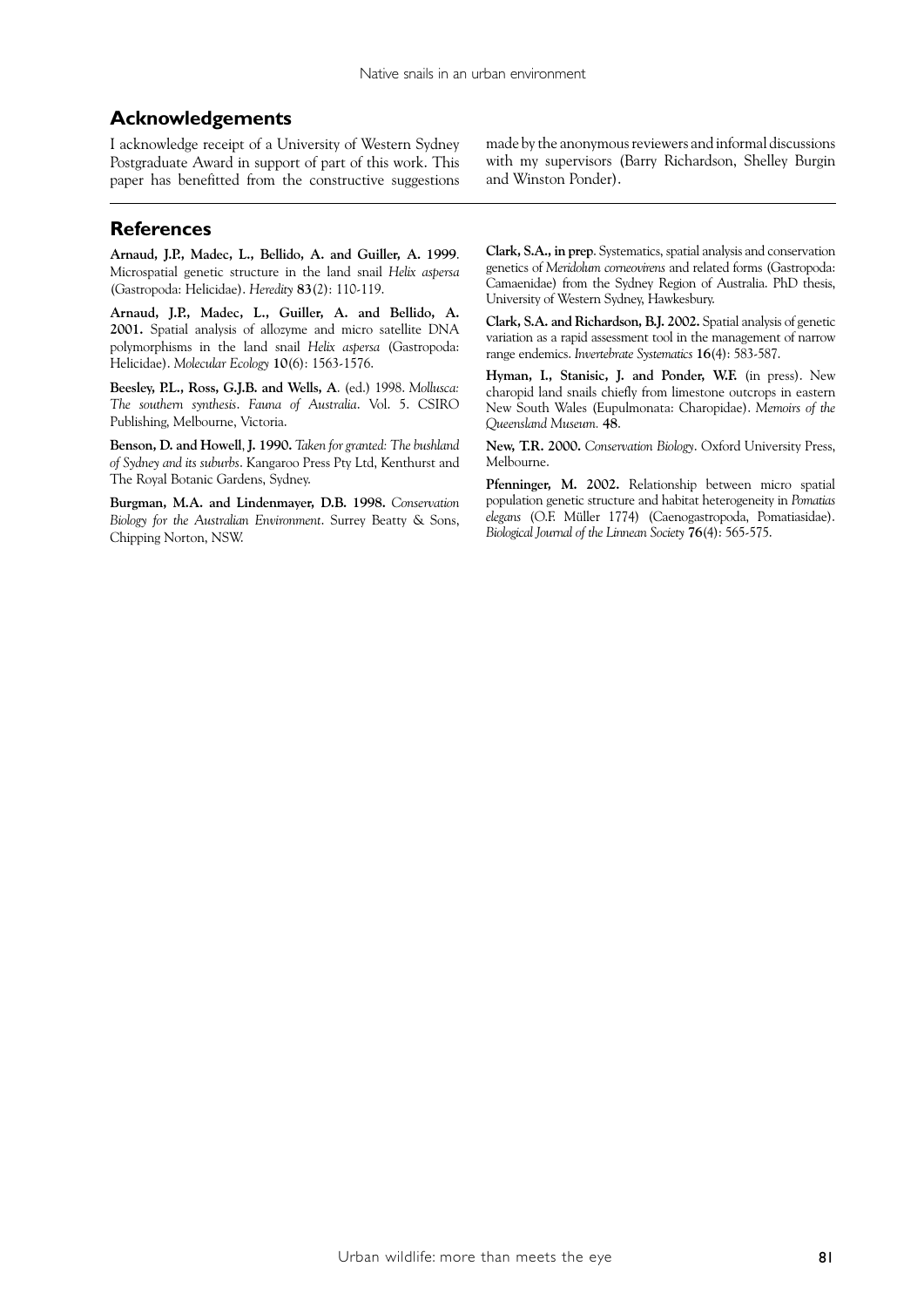## Acknowledgements

I acknowledge receipt of a University of Western Sydney Postgraduate Award in support of part of this work. This paper has benefitted from the constructive suggestions made by the anonymous reviewers and informal discussions with my supervisors (Barry Richardson, Shelley Burgin and Winston Ponder).

## References

**Arnaud, J.P., Madec, L., Bellido, A. and Guiller, A. 1999**. Microspatial genetic structure in the land snail *Helix aspersa* (Gastropoda: Helicidae). *Heredity* **83**(2): 110-119.

**Arnaud, J.P., Madec, L., Guiller, A. and Bellido, A. 2001.** Spatial analysis of allozyme and micro satellite DNA polymorphisms in the land snail *Helix aspersa* (Gastropoda: Helicidae). *Molecular Ecology* **10**(6): 1563-1576.

**Beesley, P.L., Ross, G.J.B. and Wells, A**. (ed.) 1998. *Mollusca: The southern synthesis*. *Fauna of Australia*. Vol. 5. CSIRO Publishing, Melbourne, Victoria.

**Benson, D. and Howell**, **J. 1990.** *Taken for granted: The bushland of Sydney and its suburbs*. Kangaroo Press Pty Ltd, Kenthurst and The Royal Botanic Gardens, Sydney.

**Burgman, M.A. and Lindenmayer, D.B. 1998.** *Conservation Biology for the Australian Environment*. Surrey Beatty & Sons, Chipping Norton, NSW.

**Clark, S.A., in prep**. Systematics, spatial analysis and conservation genetics of *Meridolum corneovirens* and related forms (Gastropoda: Camaenidae) from the Sydney Region of Australia. PhD thesis, University of Western Sydney, Hawkesbury.

**Clark, S.A. and Richardson, B.J. 2002.** Spatial analysis of genetic variation as a rapid assessment tool in the management of narrow range endemics. *Invertebrate Systematics* **16**(4): 583-587.

**Hyman, I., Stanisic, J. and Ponder, W.F.** (in press). New charopid land snails chiefly from limestone outcrops in eastern New South Wales (Eupulmonata: Charopidae). *Memoirs of the Queensland Museum.* **48**.

**New, T.R. 2000.** *Conservation Biology*. Oxford University Press, Melbourne.

**Pfenninger, M. 2002.** Relationship between micro spatial population genetic structure and habitat heterogeneity in *Pomatias elegans* (O.F. Müller 1774) (Caenogastropoda, Pomatiasidae). *Biological Journal of the Linnean Society* **76**(4): 565-575.